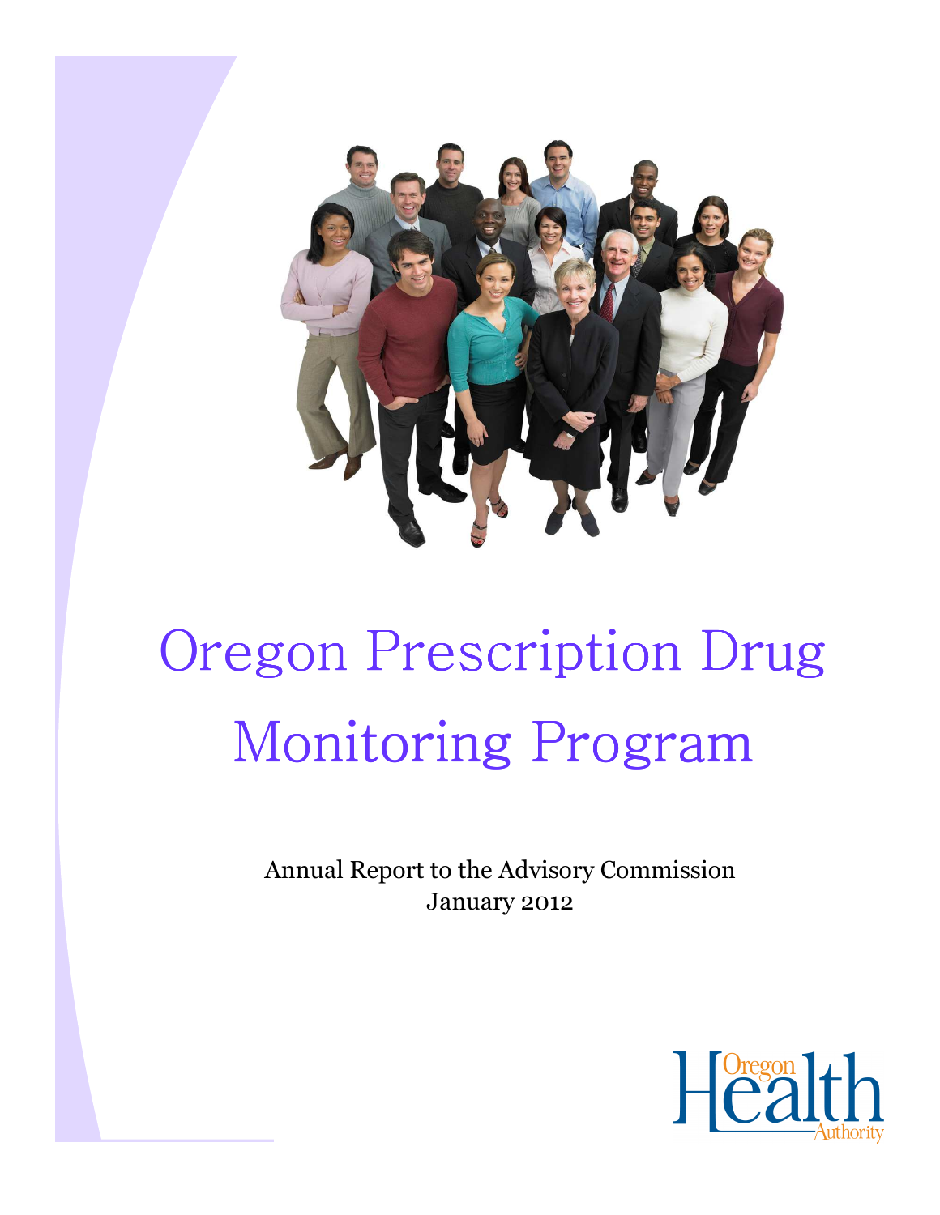# Oregon Prescription Drug Monitoring Program

Annual Report to the Advisory Commission
January 2012

Oregon Health Authority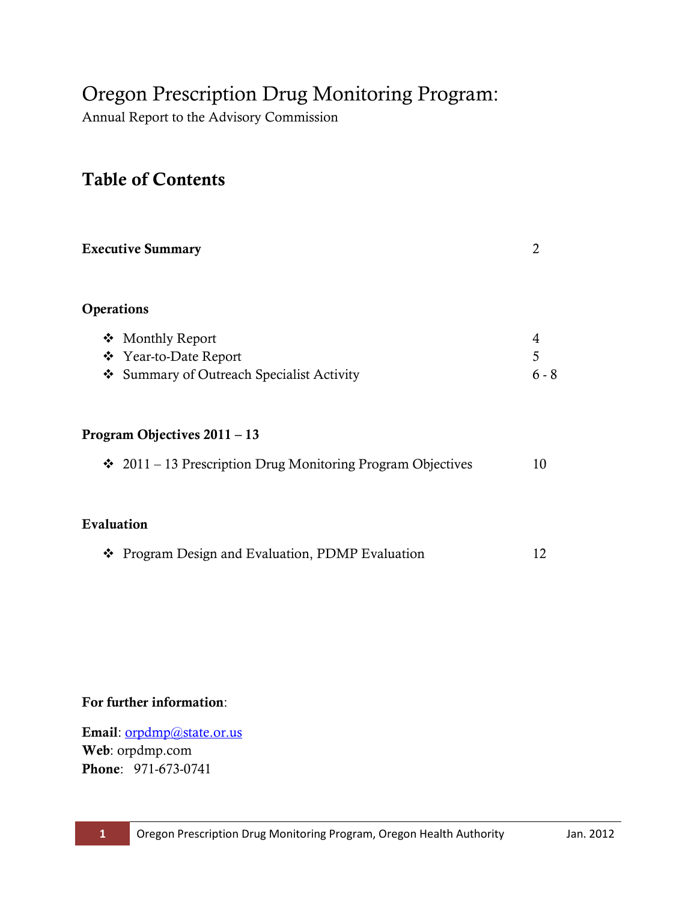# Oregon Prescription Drug Monitoring Program:

Annual Report to the Advisory Commission

## Table of Contents

**Executive Summary** 2

**Operations**

- ❖ Monthly Report 4
- ❖ Year-to-Date Report 5
- ❖ Summary of Outreach Specialist Activity 6 - 8

**Program Objectives 2011 – 13**

- ❖ 2011 – 13 Prescription Drug Monitoring Program Objectives 10

**Evaluation**

- ❖ Program Design and Evaluation, PDMP Evaluation 12

**For further information**:

**Email**: orpdmp@state.or.us
**Web**: orpdmp.com
**Phone**: 971-673-0741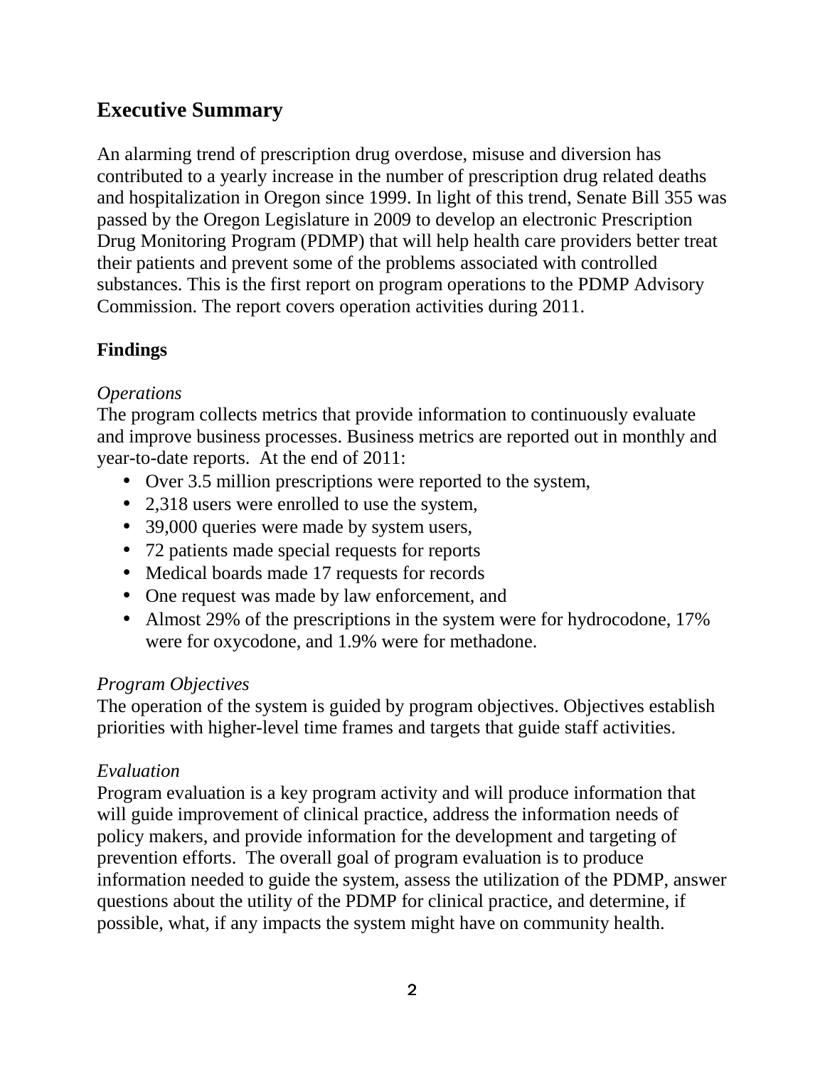## Executive Summary

An alarming trend of prescription drug overdose, misuse and diversion has contributed to a yearly increase in the number of prescription drug related deaths and hospitalization in Oregon since 1999. In light of this trend, Senate Bill 355 was passed by the Oregon Legislature in 2009 to develop an electronic Prescription Drug Monitoring Program (PDMP) that will help health care providers better treat their patients and prevent some of the problems associated with controlled substances. This is the first report on program operations to the PDMP Advisory Commission. The report covers operation activities during 2011.

### Findings

*Operations*

The program collects metrics that provide information to continuously evaluate and improve business processes. Business metrics are reported out in monthly and year-to-date reports. At the end of 2011:

- Over 3.5 million prescriptions were reported to the system,
- 2,318 users were enrolled to use the system,
- 39,000 queries were made by system users,
- 72 patients made special requests for reports
- Medical boards made 17 requests for records
- One request was made by law enforcement, and
- Almost 29% of the prescriptions in the system were for hydrocodone, 17% were for oxycodone, and 1.9% were for methadone.

*Program Objectives*

The operation of the system is guided by program objectives. Objectives establish priorities with higher-level time frames and targets that guide staff activities.

*Evaluation*

Program evaluation is a key program activity and will produce information that will guide improvement of clinical practice, address the information needs of policy makers, and provide information for the development and targeting of prevention efforts. The overall goal of program evaluation is to produce information needed to guide the system, assess the utilization of the PDMP, answer questions about the utility of the PDMP for clinical practice, and determine, if possible, what, if any impacts the system might have on community health.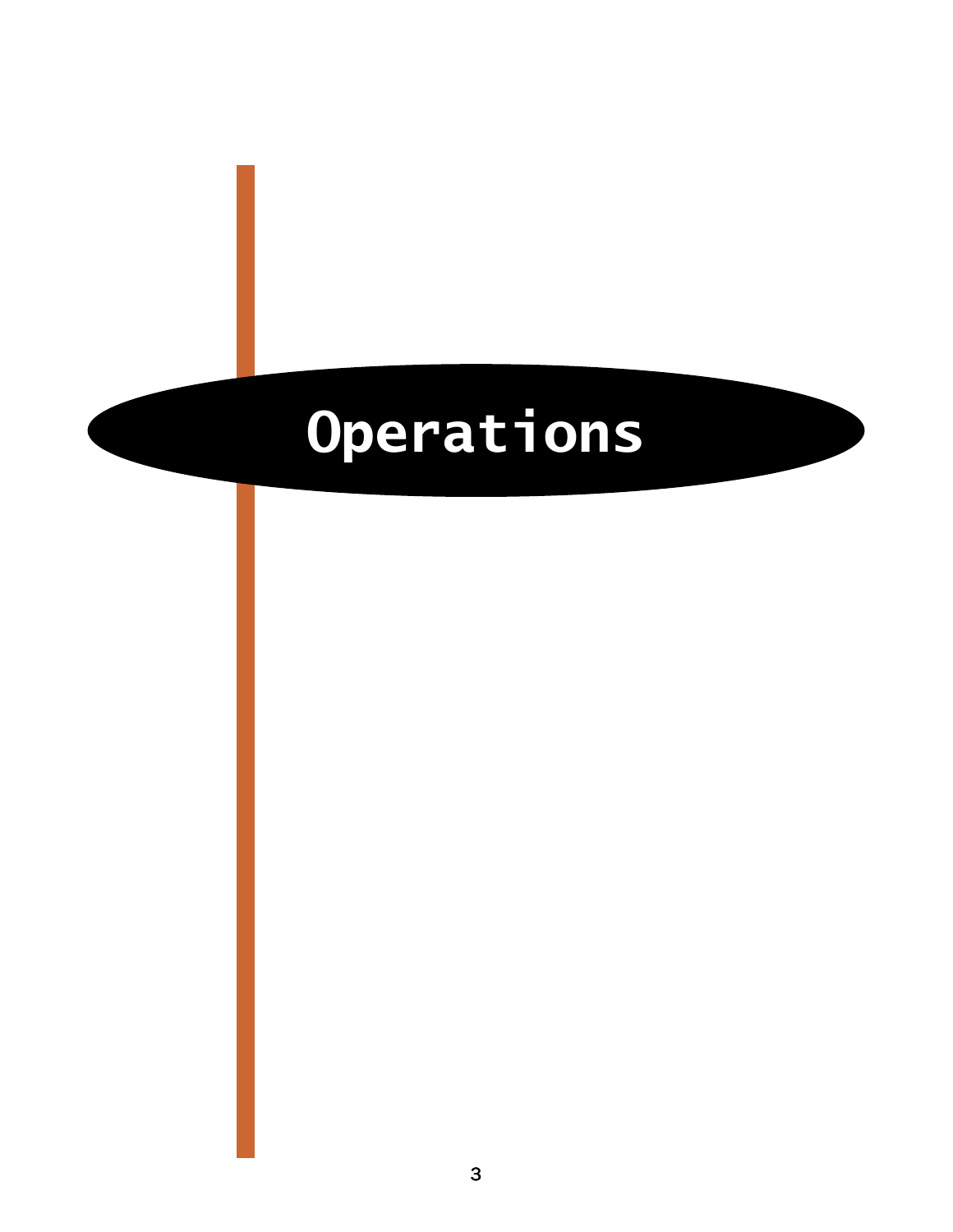# Operations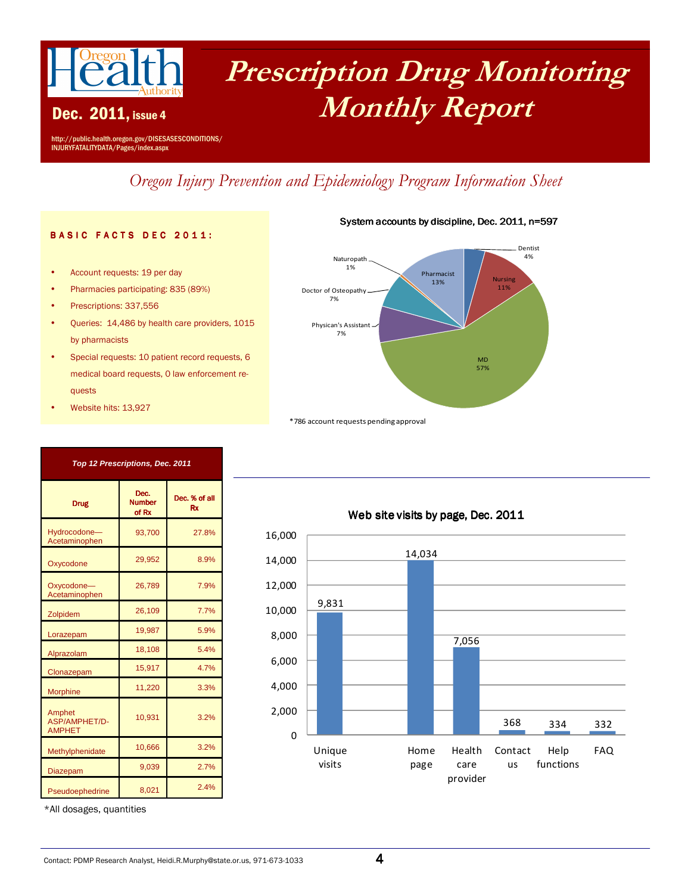# Prescription Drug Monitoring Monthly Report

**Dec. 2011, issue 4**

http://public.health.oregon.gov/DISESASESCONDITIONS/INJURYFATALITYDATA/Pages/index.aspx

*Oregon Injury Prevention and Epidemiology Program Information Sheet*

## BASIC FACTS DEC 2011:

- Account requests: 19 per day
- Pharmacies participating: 835 (89%)
- Prescriptions: 337,556
- Queries: 14,486 by health care providers, 1015 by pharmacists
- Special requests: 10 patient record requests, 6 medical board requests, 0 law enforcement requests
- Website hits: 13,927

**System accounts by discipline, Dec. 2011, n=597**

| Discipline | % |
|---|---|
| Dentist | 4% |
| Nursing | 11% |
| MD | 57% |
| Physican's Assistant | 7% |
| Doctor of Osteopathy | 7% |
| Naturopath | 1% |
| Pharmacist | 13% |

*786 account requests pending approval

**Top 12 Prescriptions, Dec. 2011**

| Drug | Dec. Number of Rx | Dec. % of all Rx |
|---|---|---|
| Hydrocodone—Acetaminophen | 93,700 | 27.8% |
| Oxycodone | 29,952 | 8.9% |
| Oxycodone—Acetaminophen | 26,789 | 7.9% |
| Zolpidem | 26,109 | 7.7% |
| Lorazepam | 19,987 | 5.9% |
| Alprazolam | 18,108 | 5.4% |
| Clonazepam | 15,917 | 4.7% |
| Morphine | 11,220 | 3.3% |
| Amphet ASP/AMPHET/D-AMPHET | 10,931 | 3.2% |
| Methylphenidate | 10,666 | 3.2% |
| Diazepam | 9,039 | 2.7% |
| Pseudoephedrine | 8,021 | 2.4% |

*All dosages, quantities

**Web site visits by page, Dec. 2011**

| Page | Visits |
|---|---|
| Unique visits | 9,831 |
| Home page | 14,034 |
| Health care provider | 7,056 |
| Contact us | 368 |
| Help functions | 334 |
| FAQ | 332 |

Contact: PDMP Research Analyst, Heidi.R.Murphy@state.or.us, 971-673-1033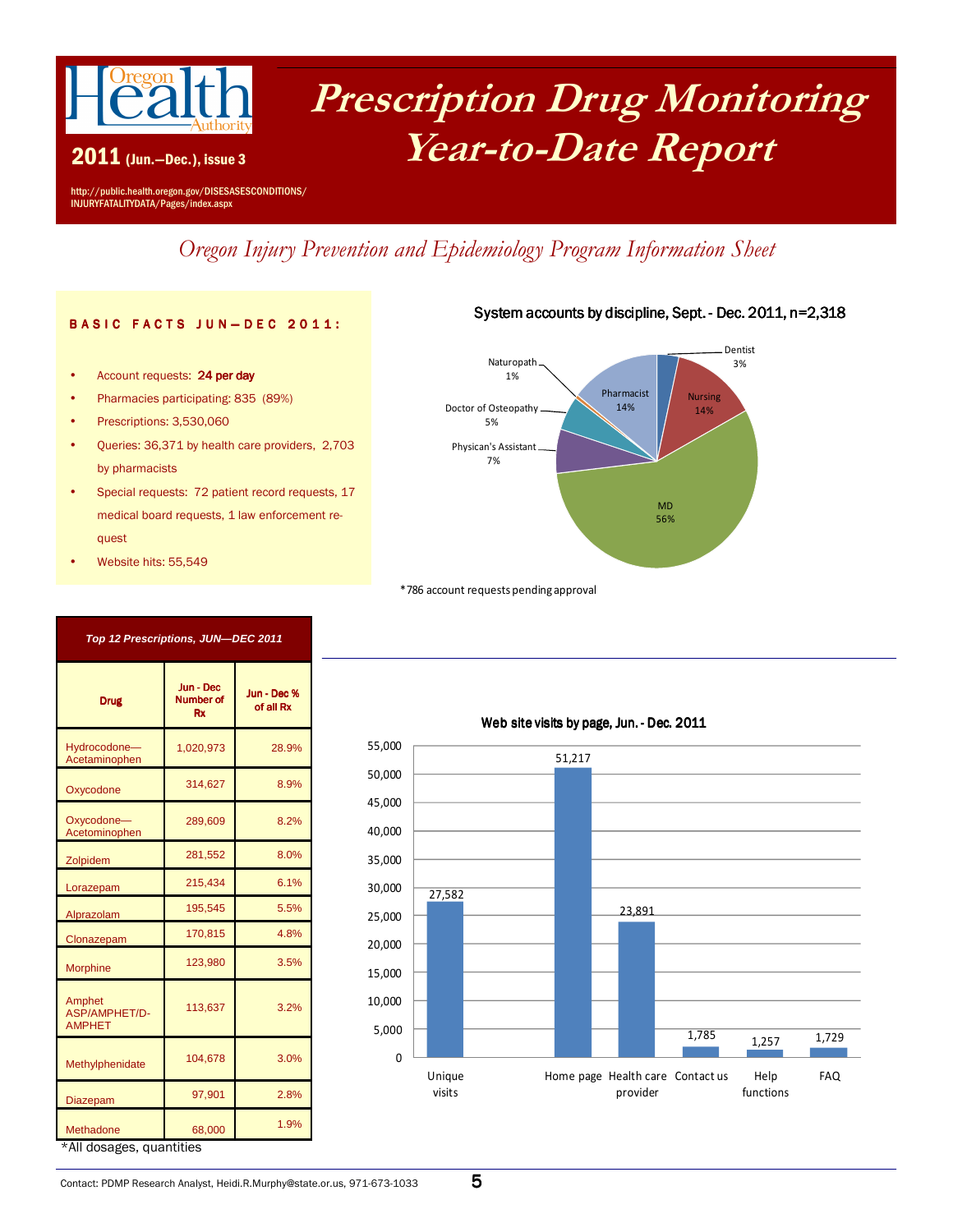# Prescription Drug Monitoring Year-to-Date Report

**2011 (Jun.—Dec.), issue 3**

http://public.health.oregon.gov/DISESASESCONDITIONS/INJURYFATALITYDATA/Pages/index.aspx

*Oregon Injury Prevention and Epidemiology Program Information Sheet*

## BASIC FACTS JUN—DEC 2011:

- Account requests: **24 per day**
- Pharmacies participating: 835 (89%)
- Prescriptions: 3,530,060
- Queries: 36,371 by health care providers, 2,703 by pharmacists
- Special requests: 72 patient record requests, 17 medical board requests, 1 law enforcement request
- Website hits: 55,549

**System accounts by discipline, Sept. - Dec. 2011, n=2,318**

| Discipline | Percent |
|---|---|
| Dentist | 3% |
| Nursing | 14% |
| MD | 56% |
| Physican's Assistant | 7% |
| Doctor of Osteopathy | 5% |
| Naturopath | 1% |
| Pharmacist | 14% |

*786 account requests pending approval

| Top 12 Prescriptions, JUN—DEC 2011 | | |
|---|---|---|
| **Drug** | **Jun - Dec Number of Rx** | **Jun - Dec % of all Rx** |
| Hydrocodone—Acetaminophen | 1,020,973 | 28.9% |
| Oxycodone | 314,627 | 8.9% |
| Oxycodone—Acetominophen | 289,609 | 8.2% |
| Zolpidem | 281,552 | 8.0% |
| Lorazepam | 215,434 | 6.1% |
| Alprazolam | 195,545 | 5.5% |
| Clonazepam | 170,815 | 4.8% |
| Morphine | 123,980 | 3.5% |
| Amphet ASP/AMPHET/D-AMPHET | 113,637 | 3.2% |
| Methylphenidate | 104,678 | 3.0% |
| Diazepam | 97,901 | 2.8% |
| Methadone | 68,000 | 1.9% |

*All dosages, quantities

**Web site visits by page, Jun. - Dec. 2011**

| Page | Visits |
|---|---|
| Unique visits | 27,582 |
| Home page | 51,217 |
| Health care provider | 23,891 |
| Contact us | 1,785 |
| Help functions | 1,257 |
| FAQ | 1,729 |

Contact: PDMP Research Analyst, Heidi.R.Murphy@state.or.us, 971-673-1033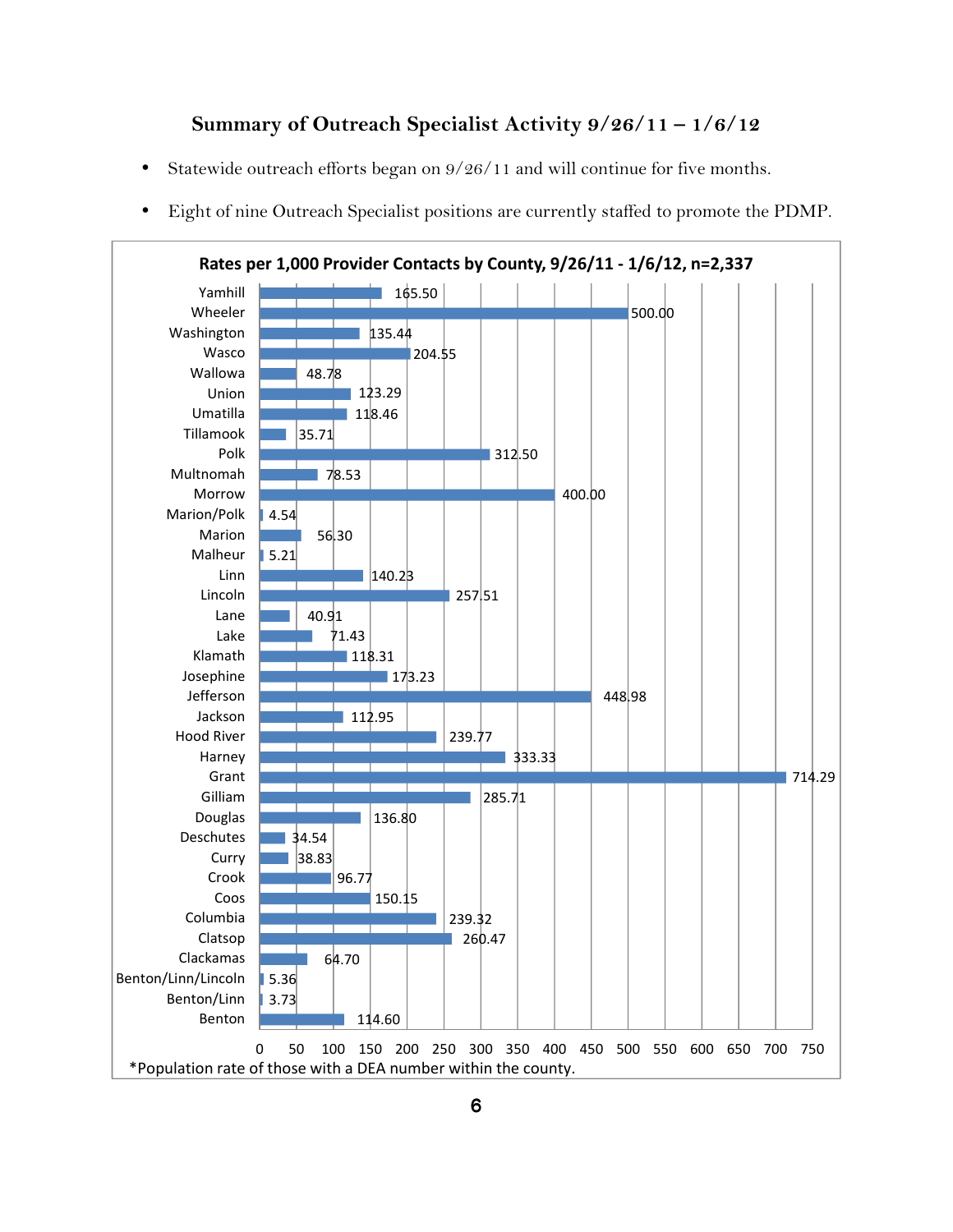# Summary of Outreach Specialist Activity 9/26/11 – 1/6/12

- Statewide outreach efforts began on 9/26/11 and will continue for five months.
- Eight of nine Outreach Specialist positions are currently staffed to promote the PDMP.

**Rates per 1,000 Provider Contacts by County, 9/26/11 - 1/6/12, n=2,337**

| County | Rate |
|---|---|
| Yamhill | 165.50 |
| Wheeler | 500.00 |
| Washington | 135.44 |
| Wasco | 204.55 |
| Wallowa | 48.78 |
| Union | 123.29 |
| Umatilla | 118.46 |
| Tillamook | 35.71 |
| Polk | 312.50 |
| Multnomah | 78.53 |
| Morrow | 400.00 |
| Marion/Polk | 4.54 |
| Marion | 56.30 |
| Malheur | 5.21 |
| Linn | 140.23 |
| Lincoln | 257.51 |
| Lane | 40.91 |
| Lake | 71.43 |
| Klamath | 118.31 |
| Josephine | 173.23 |
| Jefferson | 448.98 |
| Jackson | 112.95 |
| Hood River | 239.77 |
| Harney | 333.33 |
| Grant | 714.29 |
| Gilliam | 285.71 |
| Douglas | 136.80 |
| Deschutes | 34.54 |
| Curry | 38.83 |
| Crook | 96.77 |
| Coos | 150.15 |
| Columbia | 239.32 |
| Clatsop | 260.47 |
| Clackamas | 64.70 |
| Benton/Linn/Lincoln | 5.36 |
| Benton/Linn | 3.73 |
| Benton | 114.60 |

*Population rate of those with a DEA number within the county.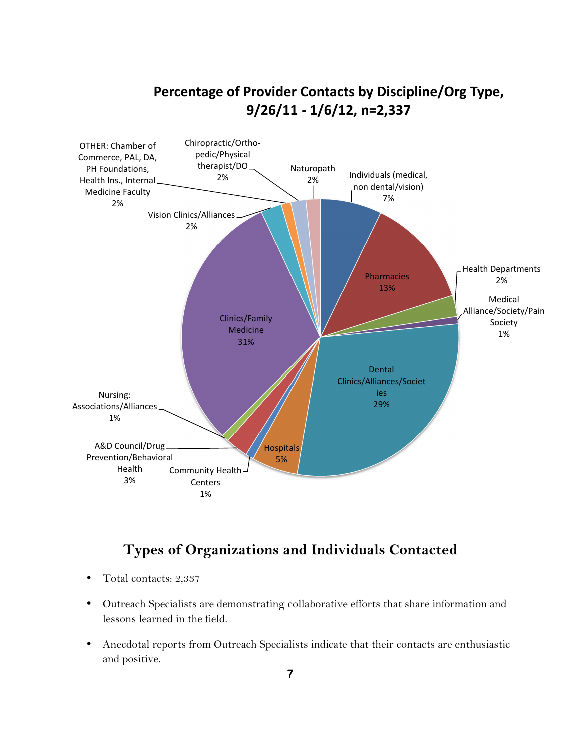## Percentage of Provider Contacts by Discipline/Org Type, 9/26/11 - 1/6/12, n=2,337

| Discipline/Org Type | Percentage |
|---|---|
| Individuals (medical, non dental/vision) | 7% |
| Pharmacies | 13% |
| Health Departments | 2% |
| Medical Alliance/Society/Pain Society | 1% |
| Dental Clinics/Alliances/Societies | 29% |
| Hospitals | 5% |
| Community Health Centers | 1% |
| A&D Council/Drug Prevention/Behavioral Health | 3% |
| Nursing: Associations/Alliances | 1% |
| Clinics/Family Medicine | 31% |
| Vision Clinics/Alliances | 2% |
| OTHER: Chamber of Commerce, PAL, DA, PH Foundations, Health Ins., Internal Medicine Faculty | 2% |
| Chiropractic/Ortho-pedic/Physical therapist/DO | 2% |
| Naturopath | 2% |

## Types of Organizations and Individuals Contacted

- Total contacts: 2,337
- Outreach Specialists are demonstrating collaborative efforts that share information and lessons learned in the field.
- Anecdotal reports from Outreach Specialists indicate that their contacts are enthusiastic and positive.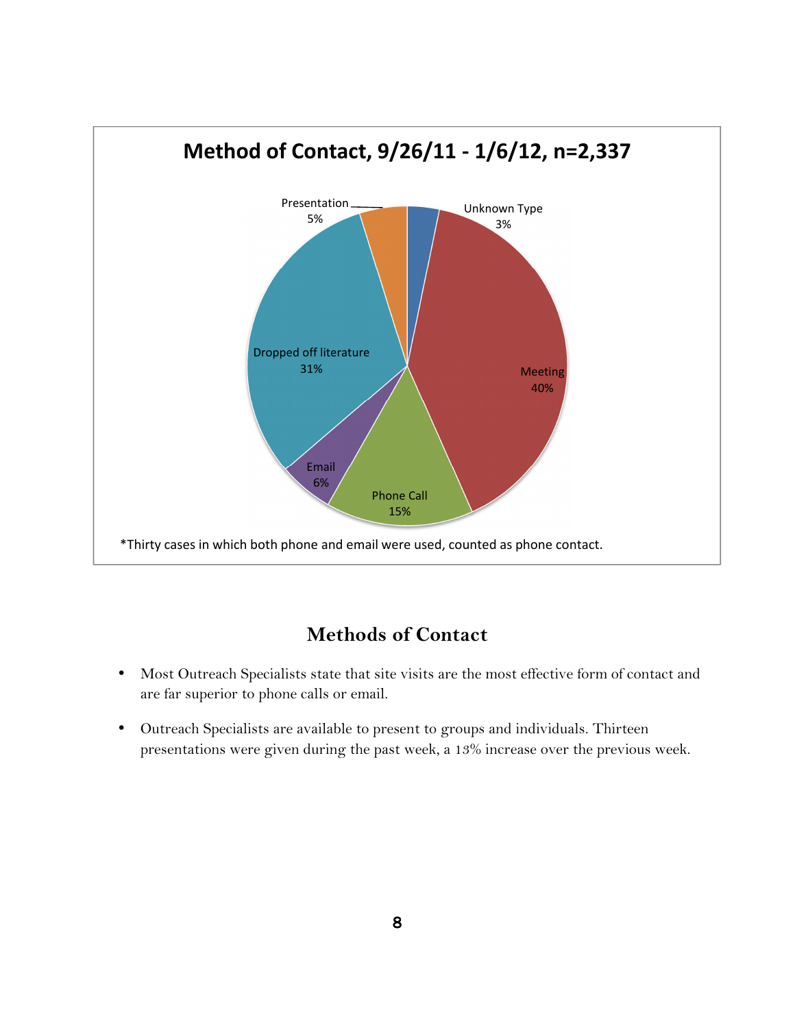**Method of Contact, 9/26/11 - 1/6/12, n=2,337**

| Method | Percent |
|---|---|
| Unknown Type | 3% |
| Meeting | 40% |
| Phone Call | 15% |
| Email | 6% |
| Dropped off literature | 31% |
| Presentation | 5% |

*Thirty cases in which both phone and email were used, counted as phone contact.

## Methods of Contact

- Most Outreach Specialists state that site visits are the most effective form of contact and are far superior to phone calls or email.
- Outreach Specialists are available to present to groups and individuals. Thirteen presentations were given during the past week, a 13% increase over the previous week.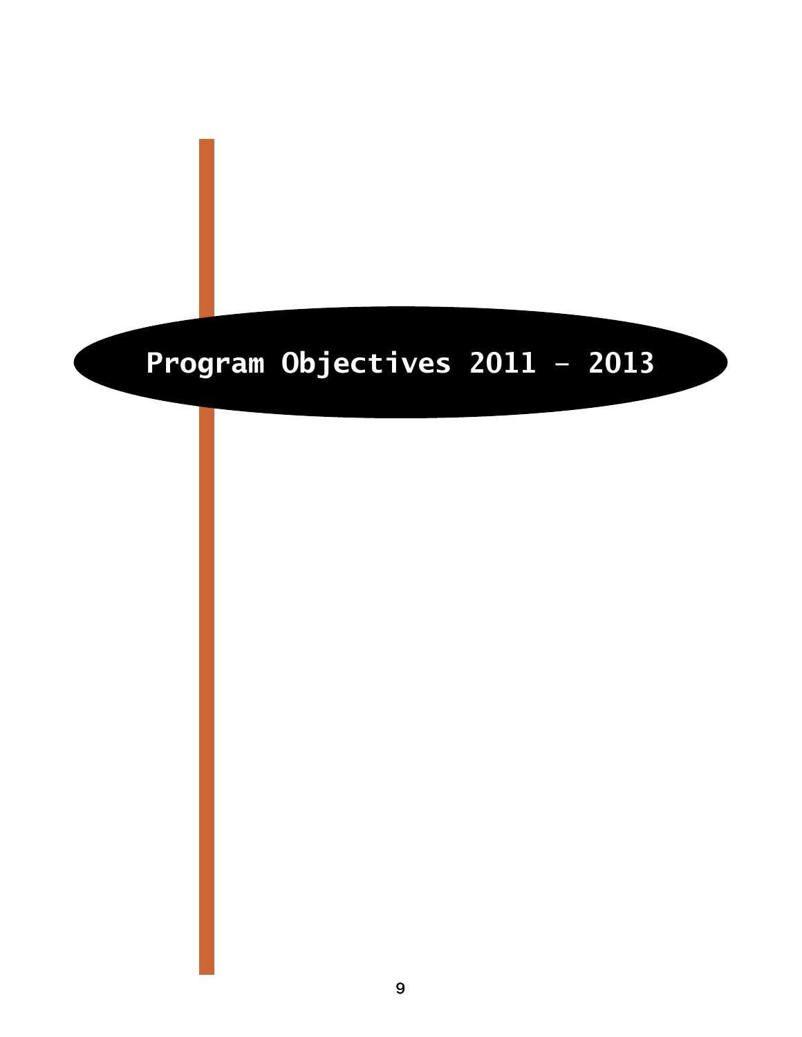# Program Objectives 2011 – 2013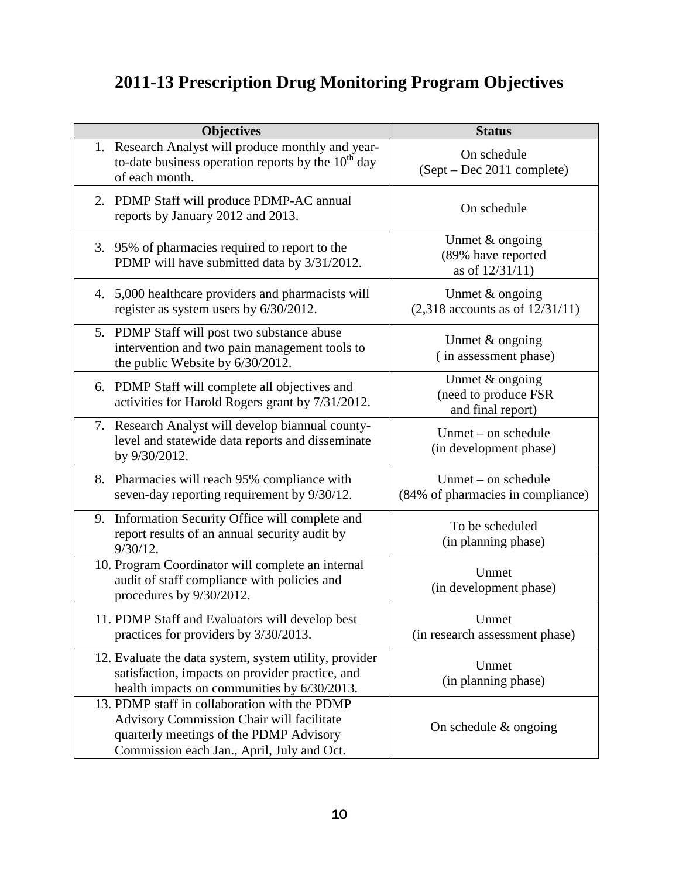# 2011-13 Prescription Drug Monitoring Program Objectives

| Objectives | Status |
|---|---|
| 1. Research Analyst will produce monthly and year-to-date business operation reports by the 10th day of each month. | On schedule (Sept – Dec 2011 complete) |
| 2. PDMP Staff will produce PDMP-AC annual reports by January 2012 and 2013. | On schedule |
| 3. 95% of pharmacies required to report to the PDMP will have submitted data by 3/31/2012. | Unmet & ongoing (89% have reported as of 12/31/11) |
| 4. 5,000 healthcare providers and pharmacists will register as system users by 6/30/2012. | Unmet & ongoing (2,318 accounts as of 12/31/11) |
| 5. PDMP Staff will post two substance abuse intervention and two pain management tools to the public Website by 6/30/2012. | Unmet & ongoing ( in assessment phase) |
| 6. PDMP Staff will complete all objectives and activities for Harold Rogers grant by 7/31/2012. | Unmet & ongoing (need to produce FSR and final report) |
| 7. Research Analyst will develop biannual county-level and statewide data reports and disseminate by 9/30/2012. | Unmet – on schedule (in development phase) |
| 8. Pharmacies will reach 95% compliance with seven-day reporting requirement by 9/30/12. | Unmet – on schedule (84% of pharmacies in compliance) |
| 9. Information Security Office will complete and report results of an annual security audit by 9/30/12. | To be scheduled (in planning phase) |
| 10. Program Coordinator will complete an internal audit of staff compliance with policies and procedures by 9/30/2012. | Unmet (in development phase) |
| 11. PDMP Staff and Evaluators will develop best practices for providers by 3/30/2013. | Unmet (in research assessment phase) |
| 12. Evaluate the data system, system utility, provider satisfaction, impacts on provider practice, and health impacts on communities by 6/30/2013. | Unmet (in planning phase) |
| 13. PDMP staff in collaboration with the PDMP Advisory Commission Chair will facilitate quarterly meetings of the PDMP Advisory Commission each Jan., April, July and Oct. | On schedule & ongoing |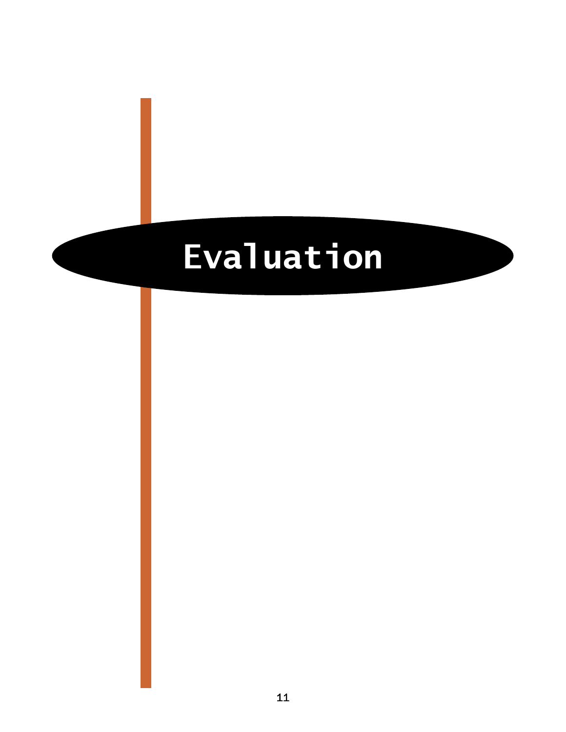# Evaluation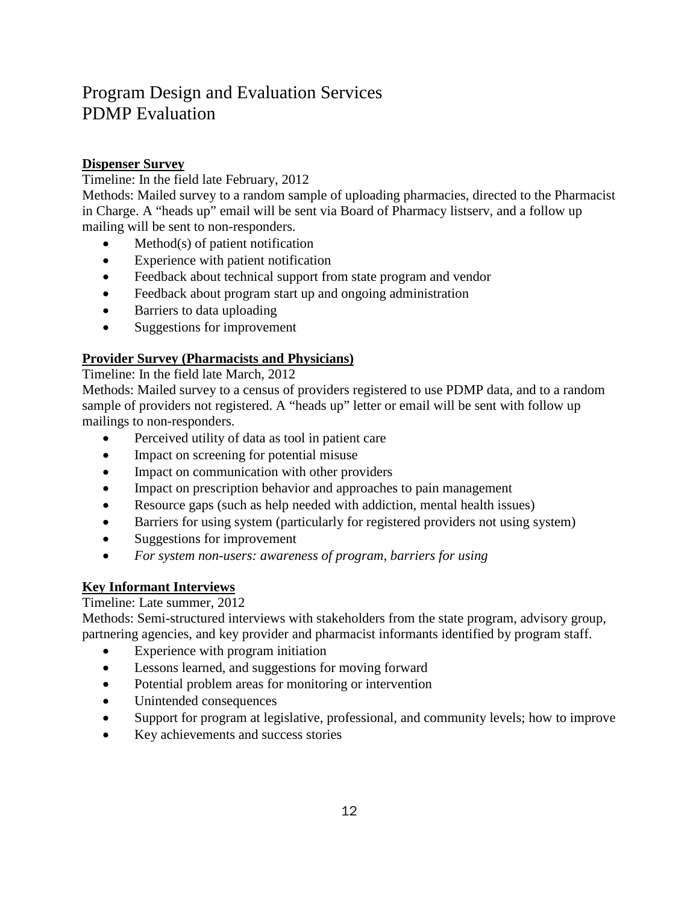# Program Design and Evaluation Services
# PDMP Evaluation

**Dispenser Survey**

Timeline: In the field late February, 2012

Methods: Mailed survey to a random sample of uploading pharmacies, directed to the Pharmacist in Charge. A "heads up" email will be sent via Board of Pharmacy listserv, and a follow up mailing will be sent to non-responders.

- Method(s) of patient notification
- Experience with patient notification
- Feedback about technical support from state program and vendor
- Feedback about program start up and ongoing administration
- Barriers to data uploading
- Suggestions for improvement

**Provider Survey (Pharmacists and Physicians)**

Timeline: In the field late March, 2012

Methods: Mailed survey to a census of providers registered to use PDMP data, and to a random sample of providers not registered. A "heads up" letter or email will be sent with follow up mailings to non-responders.

- Perceived utility of data as tool in patient care
- Impact on screening for potential misuse
- Impact on communication with other providers
- Impact on prescription behavior and approaches to pain management
- Resource gaps (such as help needed with addiction, mental health issues)
- Barriers for using system (particularly for registered providers not using system)
- Suggestions for improvement
- *For system non-users: awareness of program, barriers for using*

**Key Informant Interviews**

Timeline: Late summer, 2012

Methods: Semi-structured interviews with stakeholders from the state program, advisory group, partnering agencies, and key provider and pharmacist informants identified by program staff.

- Experience with program initiation
- Lessons learned, and suggestions for moving forward
- Potential problem areas for monitoring or intervention
- Unintended consequences
- Support for program at legislative, professional, and community levels; how to improve
- Key achievements and success stories